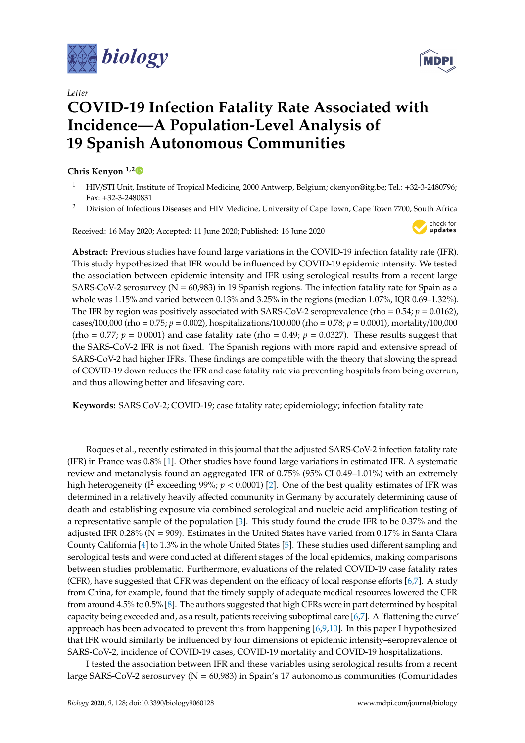*Letter*

# COVID-19 Infection Fatality Rate Associated with Incidence—A Population-Level Analysis of 19 Spanish Autonomous Communities

**Chris Kenyon** [1,2]

[1] HIV/STI Unit, Institute of Tropical Medicine, 2000 Antwerp, Belgium; ckenyon@itg.be; Tel.: +32-3-2480796; Fax: +32-3-2480831

[2] Division of Infectious Diseases and HIV Medicine, University of Cape Town, Cape Town 7700, South Africa

Received: 16 May 2020; Accepted: 11 June 2020; Published: 16 June 2020

**Abstract:** Previous studies have found large variations in the COVID-19 infection fatality rate (IFR). This study hypothesized that IFR would be influenced by COVID-19 epidemic intensity. We tested the association between epidemic intensity and IFR using serological results from a recent large SARS-CoV-2 serosurvey (N = 60,983) in 19 Spanish regions. The infection fatality rate for Spain as a whole was 1.15% and varied between 0.13% and 3.25% in the regions (median 1.07%, IQR 0.69–1.32%). The IFR by region was positively associated with SARS-CoV-2 seroprevalence (rho = 0.54; $p = 0.0162$), cases/100,000 (rho = 0.75; $p = 0.002$), hospitalizations/100,000 (rho = 0.78; $p = 0.0001$), mortality/100,000 (rho = 0.77; $p = 0.0001$) and case fatality rate (rho = 0.49; $p = 0.0327$). These results suggest that the SARS-CoV-2 IFR is not fixed. The Spanish regions with more rapid and extensive spread of SARS-CoV-2 had higher IFRs. These findings are compatible with the theory that slowing the spread of COVID-19 down reduces the IFR and case fatality rate via preventing hospitals from being overrun, and thus allowing better and lifesaving care.

**Keywords:** SARS CoV-2; COVID-19; case fatality rate; epidemiology; infection fatality rate

---

Roques et al., recently estimated in this journal that the adjusted SARS-CoV-2 infection fatality rate (IFR) in France was 0.8% [1]. Other studies have found large variations in estimated IFR. A systematic review and metanalysis found an aggregated IFR of 0.75% (95% CI 0.49–1.01%) with an extremely high heterogeneity ($I^2$ exceeding 99%; $p < 0.0001$) [2]. One of the best quality estimates of IFR was determined in a relatively heavily affected community in Germany by accurately determining cause of death and establishing exposure via combined serological and nucleic acid amplification testing of a representative sample of the population [3]. This study found the crude IFR to be 0.37% and the adjusted IFR 0.28% (N = 909). Estimates in the United States have varied from 0.17% in Santa Clara County California [4] to 1.3% in the whole United States [5]. These studies used different sampling and serological tests and were conducted at different stages of the local epidemics, making comparisons between studies problematic. Furthermore, evaluations of the related COVID-19 case fatality rates (CFR), have suggested that CFR was dependent on the efficacy of local response efforts [6,7]. A study from China, for example, found that the timely supply of adequate medical resources lowered the CFR from around 4.5% to 0.5% [8]. The authors suggested that high CFRs were in part determined by hospital capacity being exceeded and, as a result, patients receiving suboptimal care [6,7]. A 'flattening the curve' approach has been advocated to prevent this from happening [6,9,10]. In this paper I hypothesized that IFR would similarly be influenced by four dimensions of epidemic intensity–seroprevalence of SARS-CoV-2, incidence of COVID-19 cases, COVID-19 mortality and COVID-19 hospitalizations.

I tested the association between IFR and these variables using serological results from a recent large SARS-CoV-2 serosurvey (N = 60,983) in Spain's 17 autonomous communities (Comunidades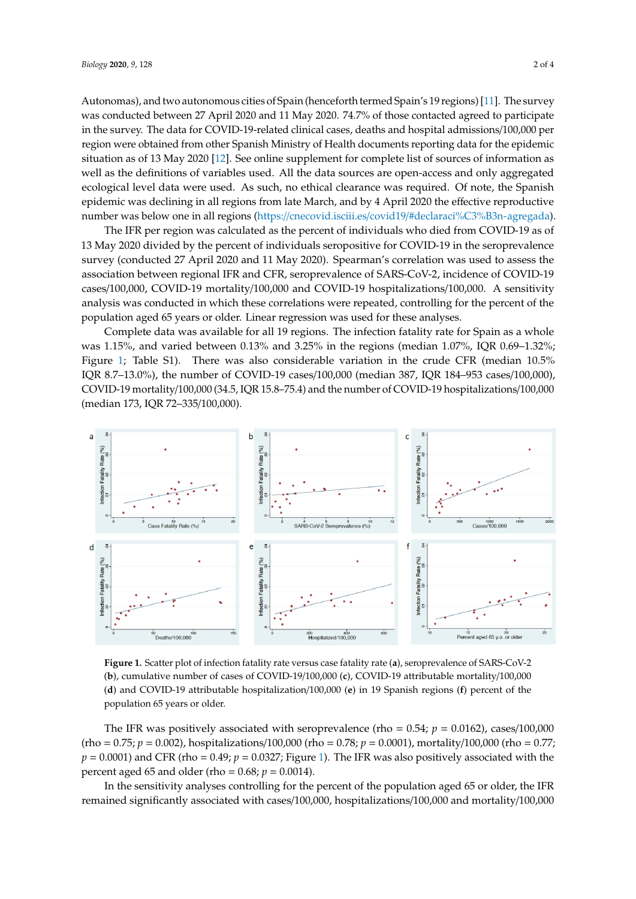Autonomas), and two autonomous cities of Spain (henceforth termed Spain's 19 regions) [11]. The survey was conducted between 27 April 2020 and 11 May 2020. 74.7% of those contacted agreed to participate in the survey. The data for COVID-19-related clinical cases, deaths and hospital admissions/100,000 per region were obtained from other Spanish Ministry of Health documents reporting data for the epidemic situation as of 13 May 2020 [12]. See online supplement for complete list of sources of information as well as the definitions of variables used. All the data sources are open-access and only aggregated ecological level data were used. As such, no ethical clearance was required. Of note, the Spanish epidemic was declining in all regions from late March, and by 4 April 2020 the effective reproductive number was below one in all regions (https://cnecovid.isciii.es/covid19/#declaraci%C3%B3n-agregada).

The IFR per region was calculated as the percent of individuals who died from COVID-19 as of 13 May 2020 divided by the percent of individuals seropositive for COVID-19 in the seroprevalence survey (conducted 27 April 2020 and 11 May 2020). Spearman's correlation was used to assess the association between regional IFR and CFR, seroprevalence of SARS-CoV-2, incidence of COVID-19 cases/100,000, COVID-19 mortality/100,000 and COVID-19 hospitalizations/100,000. A sensitivity analysis was conducted in which these correlations were repeated, controlling for the percent of the population aged 65 years or older. Linear regression was used for these analyses.

Complete data was available for all 19 regions. The infection fatality rate for Spain as a whole was 1.15%, and varied between 0.13% and 3.25% in the regions (median 1.07%, IQR 0.69–1.32%; Figure 1; Table S1). There was also considerable variation in the crude CFR (median 10.5% IQR 8.7–13.0%), the number of COVID-19 cases/100,000 (median 387, IQR 184–953 cases/100,000), COVID-19 mortality/100,000 (34.5, IQR 15.8–75.4) and the number of COVID-19 hospitalizations/100,000 (median 173, IQR 72–335/100,000).

**Figure 1.** Scatter plot of infection fatality rate versus case fatality rate (**a**), seroprevalence of SARS-CoV-2 (**b**), cumulative number of cases of COVID-19/100,000 (**c**), COVID-19 attributable mortality/100,000 (**d**) and COVID-19 attributable hospitalization/100,000 (**e**) in 19 Spanish regions (**f**) percent of the population 65 years or older.

The IFR was positively associated with seroprevalence (rho = 0.54; $p = 0.0162$), cases/100,000 (rho = 0.75; $p = 0.002$), hospitalizations/100,000 (rho = 0.78; $p = 0.0001$), mortality/100,000 (rho = 0.77; $p = 0.0001$) and CFR (rho = 0.49; $p = 0.0327$; Figure 1). The IFR was also positively associated with the percent aged 65 and older (rho = 0.68; $p = 0.0014$).

In the sensitivity analyses controlling for the percent of the population aged 65 or older, the IFR remained significantly associated with cases/100,000, hospitalizations/100,000 and mortality/100,000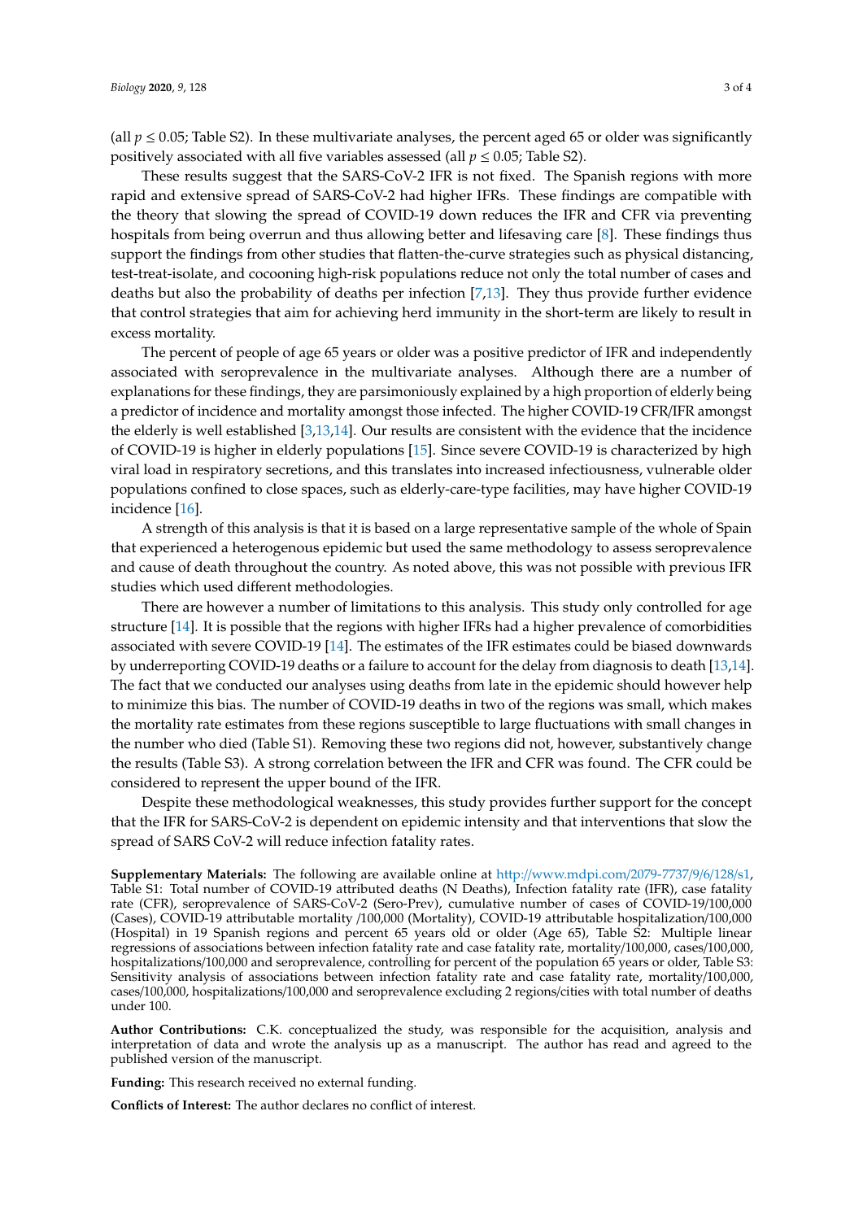(all $p \leq 0.05$; Table S2). In these multivariate analyses, the percent aged 65 or older was significantly positively associated with all five variables assessed (all $p \leq 0.05$; Table S2).

These results suggest that the SARS-CoV-2 IFR is not fixed. The Spanish regions with more rapid and extensive spread of SARS-CoV-2 had higher IFRs. These findings are compatible with the theory that slowing the spread of COVID-19 down reduces the IFR and CFR via preventing hospitals from being overrun and thus allowing better and lifesaving care [8]. These findings thus support the findings from other studies that flatten-the-curve strategies such as physical distancing, test-treat-isolate, and cocooning high-risk populations reduce not only the total number of cases and deaths but also the probability of deaths per infection [7,13]. They thus provide further evidence that control strategies that aim for achieving herd immunity in the short-term are likely to result in excess mortality.

The percent of people of age 65 years or older was a positive predictor of IFR and independently associated with seroprevalence in the multivariate analyses. Although there are a number of explanations for these findings, they are parsimoniously explained by a high proportion of elderly being a predictor of incidence and mortality amongst those infected. The higher COVID-19 CFR/IFR amongst the elderly is well established [3,13,14]. Our results are consistent with the evidence that the incidence of COVID-19 is higher in elderly populations [15]. Since severe COVID-19 is characterized by high viral load in respiratory secretions, and this translates into increased infectiousness, vulnerable older populations confined to close spaces, such as elderly-care-type facilities, may have higher COVID-19 incidence [16].

A strength of this analysis is that it is based on a large representative sample of the whole of Spain that experienced a heterogenous epidemic but used the same methodology to assess seroprevalence and cause of death throughout the country. As noted above, this was not possible with previous IFR studies which used different methodologies.

There are however a number of limitations to this analysis. This study only controlled for age structure [14]. It is possible that the regions with higher IFRs had a higher prevalence of comorbidities associated with severe COVID-19 [14]. The estimates of the IFR estimates could be biased downwards by underreporting COVID-19 deaths or a failure to account for the delay from diagnosis to death [13,14]. The fact that we conducted our analyses using deaths from late in the epidemic should however help to minimize this bias. The number of COVID-19 deaths in two of the regions was small, which makes the mortality rate estimates from these regions susceptible to large fluctuations with small changes in the number who died (Table S1). Removing these two regions did not, however, substantively change the results (Table S3). A strong correlation between the IFR and CFR was found. The CFR could be considered to represent the upper bound of the IFR.

Despite these methodological weaknesses, this study provides further support for the concept that the IFR for SARS-CoV-2 is dependent on epidemic intensity and that interventions that slow the spread of SARS CoV-2 will reduce infection fatality rates.

**Supplementary Materials:** The following are available online at http://www.mdpi.com/2079-7737/9/6/128/s1, Table S1: Total number of COVID-19 attributed deaths (N Deaths), Infection fatality rate (IFR), case fatality rate (CFR), seroprevalence of SARS-CoV-2 (Sero-Prev), cumulative number of cases of COVID-19/100,000 (Cases), COVID-19 attributable mortality /100,000 (Mortality), COVID-19 attributable hospitalization/100,000 (Hospital) in 19 Spanish regions and percent 65 years old or older (Age 65), Table S2: Multiple linear regressions of associations between infection fatality rate and case fatality rate, mortality/100,000, cases/100,000, hospitalizations/100,000 and seroprevalence, controlling for percent of the population 65 years or older, Table S3: Sensitivity analysis of associations between infection fatality rate and case fatality rate, mortality/100,000, cases/100,000, hospitalizations/100,000 and seroprevalence excluding 2 regions/cities with total number of deaths under 100.

**Author Contributions:** C.K. conceptualized the study, was responsible for the acquisition, analysis and interpretation of data and wrote the analysis up as a manuscript. The author has read and agreed to the published version of the manuscript.

**Funding:** This research received no external funding.

**Conflicts of Interest:** The author declares no conflict of interest.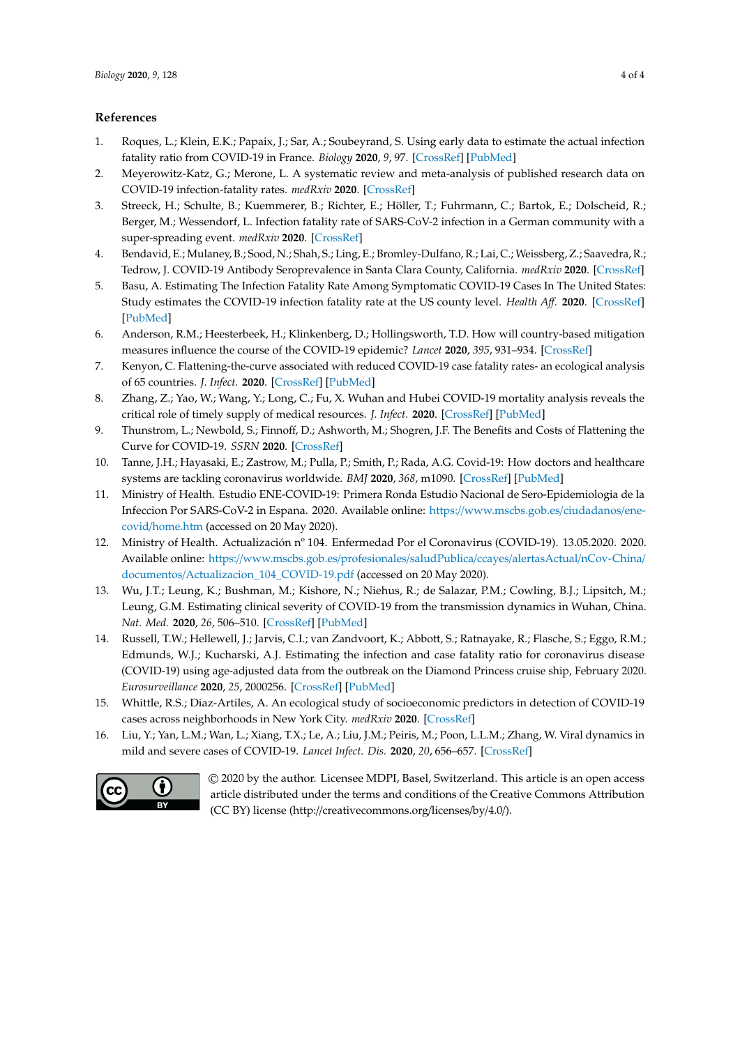## References

1. Roques, L.; Klein, E.K.; Papaix, J.; Sar, A.; Soubeyrand, S. Using early data to estimate the actual infection fatality ratio from COVID-19 in France. *Biology* **2020**, *9*, 97. [CrossRef] [PubMed]
2. Meyerowitz-Katz, G.; Merone, L. A systematic review and meta-analysis of published research data on COVID-19 infection-fatality rates. *medRxiv* **2020**. [CrossRef]
3. Streeck, H.; Schulte, B.; Kuemmerer, B.; Richter, E.; Höller, T.; Fuhrmann, C.; Bartok, E.; Dolscheid, R.; Berger, M.; Wessendorf, L. Infection fatality rate of SARS-CoV-2 infection in a German community with a super-spreading event. *medRxiv* **2020**. [CrossRef]
4. Bendavid, E.; Mulaney, B.; Sood, N.; Shah, S.; Ling, E.; Bromley-Dulfano, R.; Lai, C.; Weissberg, Z.; Saavedra, R.; Tedrow, J. COVID-19 Antibody Seroprevalence in Santa Clara County, California. *medRxiv* **2020**. [CrossRef]
5. Basu, A. Estimating The Infection Fatality Rate Among Symptomatic COVID-19 Cases In The United States: Study estimates the COVID-19 infection fatality rate at the US county level. *Health Aff.* **2020**. [CrossRef] [PubMed]
6. Anderson, R.M.; Heesterbeek, H.; Klinkenberg, D.; Hollingsworth, T.D. How will country-based mitigation measures influence the course of the COVID-19 epidemic? *Lancet* **2020**, *395*, 931–934. [CrossRef]
7. Kenyon, C. Flattening-the-curve associated with reduced COVID-19 case fatality rates- an ecological analysis of 65 countries. *J. Infect.* **2020**. [CrossRef] [PubMed]
8. Zhang, Z.; Yao, W.; Wang, Y.; Long, C.; Fu, X. Wuhan and Hubei COVID-19 mortality analysis reveals the critical role of timely supply of medical resources. *J. Infect.* **2020**. [CrossRef] [PubMed]
9. Thunstrom, L.; Newbold, S.; Finnoff, D.; Ashworth, M.; Shogren, J.F. The Benefits and Costs of Flattening the Curve for COVID-19. *SSRN* **2020**. [CrossRef]
10. Tanne, J.H.; Hayasaki, E.; Zastrow, M.; Pulla, P.; Smith, P.; Rada, A.G. Covid-19: How doctors and healthcare systems are tackling coronavirus worldwide. *BMJ* **2020**, *368*, m1090. [CrossRef] [PubMed]
11. Ministry of Health. Estudio ENE-COVID-19: Primera Ronda Estudio Nacional de Sero-Epidemiologia de la Infeccion Por SARS-CoV-2 in Espana. 2020. Available online: https://www.mscbs.gob.es/ciudadanos/ene-covid/home.htm (accessed on 20 May 2020).
12. Ministry of Health. Actualización nº 104. Enfermedad Por el Coronavirus (COVID-19). 13.05.2020. 2020. Available online: https://www.mscbs.gob.es/profesionales/saludPublica/ccayes/alertasActual/nCov-China/documentos/Actualizacion_104_COVID-19.pdf (accessed on 20 May 2020).
13. Wu, J.T.; Leung, K.; Bushman, M.; Kishore, N.; Niehus, R.; de Salazar, P.M.; Cowling, B.J.; Lipsitch, M.; Leung, G.M. Estimating clinical severity of COVID-19 from the transmission dynamics in Wuhan, China. *Nat. Med.* **2020**, *26*, 506–510. [CrossRef] [PubMed]
14. Russell, T.W.; Hellewell, J.; Jarvis, C.I.; van Zandvoort, K.; Abbott, S.; Ratnayake, R.; Flasche, S.; Eggo, R.M.; Edmunds, W.J.; Kucharski, A.J. Estimating the infection and case fatality ratio for coronavirus disease (COVID-19) using age-adjusted data from the outbreak on the Diamond Princess cruise ship, February 2020. *Eurosurveillance* **2020**, *25*, 2000256. [CrossRef] [PubMed]
15. Whittle, R.S.; Diaz-Artiles, A. An ecological study of socioeconomic predictors in detection of COVID-19 cases across neighborhoods in New York City. *medRxiv* **2020**. [CrossRef]
16. Liu, Y.; Yan, L.M.; Wan, L.; Xiang, T.X.; Le, A.; Liu, J.M.; Peiris, M.; Poon, L.L.M.; Zhang, W. Viral dynamics in mild and severe cases of COVID-19. *Lancet Infect. Dis.* **2020**, *20*, 656–657. [CrossRef]

© 2020 by the author. Licensee MDPI, Basel, Switzerland. This article is an open access article distributed under the terms and conditions of the Creative Commons Attribution (CC BY) license (http://creativecommons.org/licenses/by/4.0/).